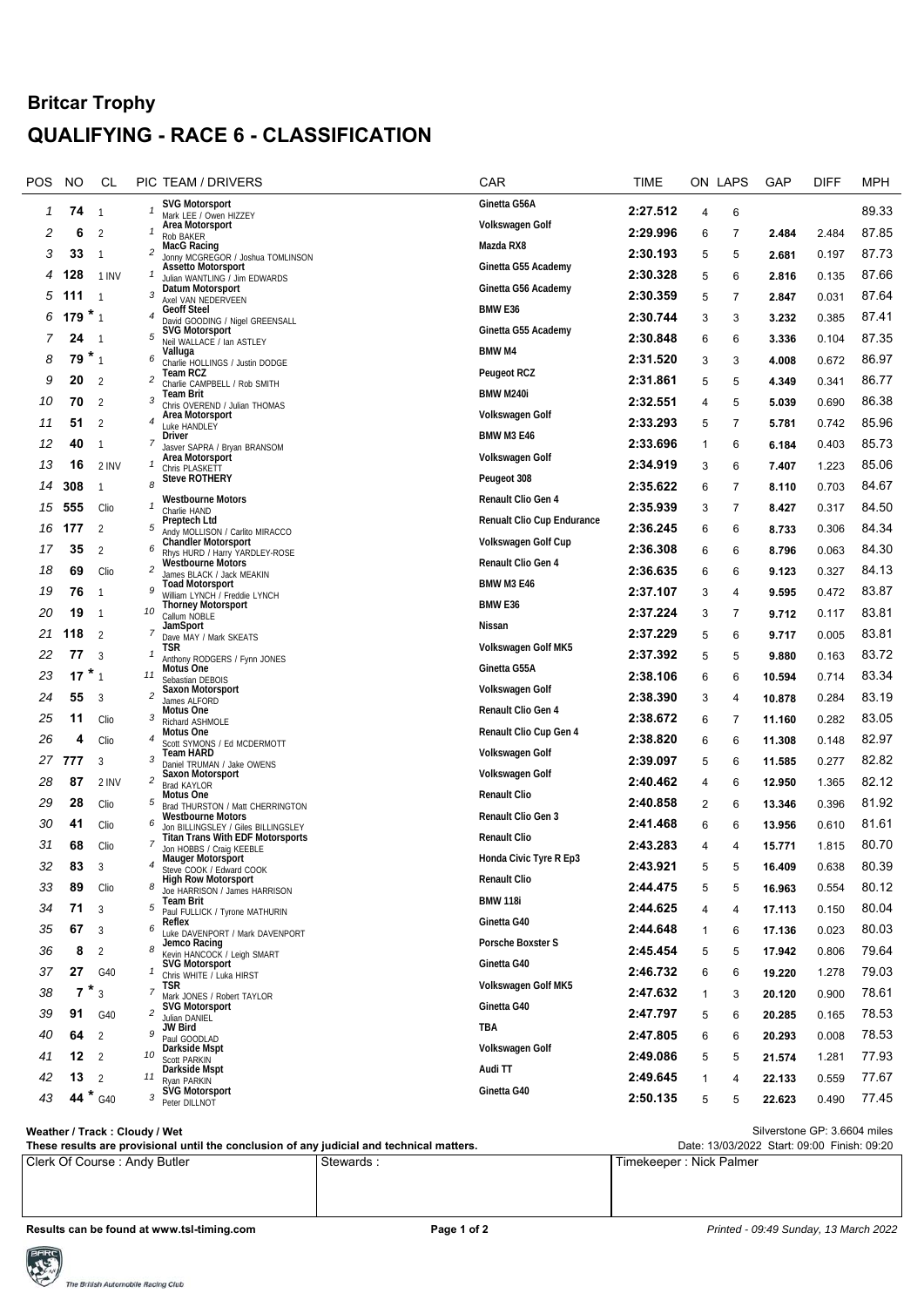# Britcar Trophy

## QUALIFYING - RACE 6 - CLASSIFICATION

| POS | NO | CL | PIC | TEAM / DRIVERS | CAR | TIME | ON | LAPS | GAP | DIFF | MPH |
|---|---|---|---|---|---|---|---|---|---|---|---|
| 1 | 74 | 1 | 1 | SVG Motorsport<br>Mark LEE / Owen HIZZEY | Ginetta G56A | 2:27.512 | 4 | 6 | | | 89.33 |
| 2 | 6 | 2 | 1 | Area Motorsport<br>Rob BAKER | Volkswagen Golf | 2:29.996 | 6 | 7 | 2.484 | 2.484 | 87.85 |
| 3 | 33 | 1 | 2 | MacG Racing<br>Jonny MCGREGOR / Joshua TOMLINSON | Mazda RX8 | 2:30.193 | 5 | 5 | 2.681 | 0.197 | 87.73 |
| 4 | 128 | 1 INV | 1 | Assetto Motorsport<br>Julian WANTLING / Jim EDWARDS | Ginetta G55 Academy | 2:30.328 | 5 | 6 | 2.816 | 0.135 | 87.66 |
| 5 | 111 | 1 | 3 | Datum Motorsport<br>Axel VAN NEDERVEEN | Ginetta G56 Academy | 2:30.359 | 5 | 7 | 2.847 | 0.031 | 87.64 |
| 6 | 179 * | 1 | 4 | Geoff Steel<br>David GOODING / Nigel GREENSALL | BMW E36 | 2:30.744 | 3 | 3 | 3.232 | 0.385 | 87.41 |
| 7 | 24 | 1 | 5 | SVG Motorsport<br>Neil WALLACE / Ian ASTLEY | Ginetta G55 Academy | 2:30.848 | 6 | 6 | 3.336 | 0.104 | 87.35 |
| 8 | 79 * | 1 | 6 | Valluga<br>Charlie HOLLINGS / Justin DODGE | BMW M4 | 2:31.520 | 3 | 3 | 4.008 | 0.672 | 86.97 |
| 9 | 20 | 2 | 2 | Team RCZ<br>Charlie CAMPBELL / Rob SMITH | Peugeot RCZ | 2:31.861 | 5 | 5 | 4.349 | 0.341 | 86.77 |
| 10 | 70 | 2 | 3 | Team Brit<br>Chris OVEREND / Julian THOMAS | BMW M240i | 2:32.551 | 4 | 5 | 5.039 | 0.690 | 86.38 |
| 11 | 51 | 2 | 4 | Area Motorsport<br>Luke HANDLEY | Volkswagen Golf | 2:33.293 | 5 | 7 | 5.781 | 0.742 | 85.96 |
| 12 | 40 | 1 | 7 | Driver<br>Jasver SAPRA / Bryan BRANSOM | BMW M3 E46 | 2:33.696 | 1 | 6 | 6.184 | 0.403 | 85.73 |
| 13 | 16 | 2 INV | 1 | Area Motorsport<br>Chris PLASKETT | Volkswagen Golf | 2:34.919 | 3 | 6 | 7.407 | 1.223 | 85.06 |
| 14 | 308 | 1 | 8 | Steve ROTHERY | Peugeot 308 | 2:35.622 | 6 | 7 | 8.110 | 0.703 | 84.67 |
| 15 | 555 | Clio | 1 | Westbourne Motors<br>Charlie HAND | Renault Clio Gen 4 | 2:35.939 | 3 | 7 | 8.427 | 0.317 | 84.50 |
| 16 | 177 | 2 | 5 | Preptech Ltd<br>Andy MOLLISON / Carlito MIRACCO | Renault Clio Cup Endurance | 2:36.245 | 6 | 6 | 8.733 | 0.306 | 84.34 |
| 17 | 35 | 2 | 6 | Chandler Motorsport<br>Rhys HURD / Harry YARDLEY-ROSE | Volkswagen Golf Cup | 2:36.308 | 6 | 6 | 8.796 | 0.063 | 84.30 |
| 18 | 69 | Clio | 2 | Westbourne Motors<br>James BLACK / Jack MEAKIN | Renault Clio Gen 4 | 2:36.635 | 6 | 6 | 9.123 | 0.327 | 84.13 |
| 19 | 76 | 1 | 9 | Toad Motorsport<br>William LYNCH / Freddie LYNCH | BMW M3 E46 | 2:37.107 | 3 | 4 | 9.595 | 0.472 | 83.87 |
| 20 | 19 | 1 | 10 | Thorney Motorsport<br>Callum NOBLE | BMW E36 | 2:37.224 | 3 | 7 | 9.712 | 0.117 | 83.81 |
| 21 | 118 | 2 | 7 | JamSport<br>Dave MAY / Mark SKEATS | Nissan | 2:37.229 | 5 | 6 | 9.717 | 0.005 | 83.81 |
| 22 | 77 | 3 | 1 | TSR<br>Anthony RODGERS / Fynn JONES | Volkswagen Golf MK5 | 2:37.392 | 5 | 5 | 9.880 | 0.163 | 83.72 |
| 23 | 17 * | 1 | 11 | Motus One<br>Sebastian DEBOIS | Ginetta G55A | 2:38.106 | 6 | 6 | 10.594 | 0.714 | 83.34 |
| 24 | 55 | 3 | 2 | Saxon Motorsport<br>James ALFORD | Volkswagen Golf | 2:38.390 | 3 | 4 | 10.878 | 0.284 | 83.19 |
| 25 | 11 | Clio | 3 | Motus One<br>Richard ASHMOLE | Renault Clio Gen 4 | 2:38.672 | 6 | 7 | 11.160 | 0.282 | 83.05 |
| 26 | 4 | Clio | 4 | Motus One<br>Scott SYMONS / Ed MCDERMOTT | Renault Clio Cup Gen 4 | 2:38.820 | 6 | 6 | 11.308 | 0.148 | 82.97 |
| 27 | 777 | 3 | 3 | Team HARD<br>Daniel TRUMAN / Jake OWENS | Volkswagen Golf | 2:39.097 | 5 | 6 | 11.585 | 0.277 | 82.82 |
| 28 | 87 | 2 INV | 2 | Saxon Motorsport<br>Brad KAYLOR | Volkswagen Golf | 2:40.462 | 4 | 6 | 12.950 | 1.365 | 82.12 |
| 29 | 28 | Clio | 5 | Motus One<br>Brad THURSTON / Matt CHERRINGTON | Renault Clio | 2:40.858 | 2 | 6 | 13.346 | 0.396 | 81.92 |
| 30 | 41 | Clio | 6 | Westbourne Motors<br>Jon BILLINGSLEY / Giles BILLINGSLEY | Renault Clio Gen 3 | 2:41.468 | 6 | 6 | 13.956 | 0.610 | 81.61 |
| 31 | 68 | Clio | 7 | Titan Trans With EDF Motorsports<br>Jon HOBBS / Craig KEEBLE | Renault Clio | 2:43.283 | 4 | 4 | 15.771 | 1.815 | 80.70 |
| 32 | 83 | 3 | 4 | Mauger Motorsport<br>Steve COOK / Edward COOK | Honda Civic Tyre R Ep3 | 2:43.921 | 5 | 5 | 16.409 | 0.638 | 80.39 |
| 33 | 89 | Clio | 8 | High Row Motorsport<br>Joe HARRISON / James HARRISON | Renault Clio | 2:44.475 | 5 | 5 | 16.963 | 0.554 | 80.12 |
| 34 | 71 | 3 | 5 | Team Brit<br>Paul FULLICK / Tyrone MATHURIN | BMW 118i | 2:44.625 | 4 | 4 | 17.113 | 0.150 | 80.04 |
| 35 | 67 | 3 | 6 | Reflex<br>Luke DAVENPORT / Mark DAVENPORT | Ginetta G40 | 2:44.648 | 1 | 6 | 17.136 | 0.023 | 80.03 |
| 36 | 8 | 2 | 8 | Jemco Racing<br>Kevin HANCOCK / Leigh SMART | Porsche Boxster S | 2:45.454 | 5 | 5 | 17.942 | 0.806 | 79.64 |
| 37 | 27 | G40 | 1 | SVG Motorsport<br>Chris WHITE / Luka HIRST | Ginetta G40 | 2:46.732 | 6 | 6 | 19.220 | 1.278 | 79.03 |
| 38 | 7 * | 3 | 7 | TSR<br>Mark JONES / Robert TAYLOR | Volkswagen Golf MK5 | 2:47.632 | 1 | 3 | 20.120 | 0.900 | 78.61 |
| 39 | 91 | G40 | 2 | SVG Motorsport<br>Julian DANIEL | Ginetta G40 | 2:47.797 | 5 | 6 | 20.285 | 0.165 | 78.53 |
| 40 | 64 | 2 | 9 | JW Bird<br>Paul GOODLAD | TBA | 2:47.805 | 6 | 6 | 20.293 | 0.008 | 78.53 |
| 41 | 12 | 2 | 10 | Darkside Mspt<br>Scott PARKIN | Volkswagen Golf | 2:49.086 | 5 | 5 | 21.574 | 1.281 | 77.93 |
| 42 | 13 | 2 | 11 | Darkside Mspt<br>Ryan PARKIN | Audi TT | 2:49.645 | 1 | 4 | 22.133 | 0.559 | 77.67 |
| 43 | 44 * | G40 | 3 | SVG Motorsport<br>Peter DILLNOT | Ginetta G40 | 2:50.135 | 5 | 5 | 22.623 | 0.490 | 77.45 |

**Weather / Track : Cloudy / Wet**

**These results are provisional until the conclusion of any judicial and technical matters.**

Silverstone GP: 3.6604 miles

Date: 13/03/2022 Start: 09:00 Finish: 09:20

| Clerk Of Course : Andy Butler | Stewards : | Timekeeper : Nick Palmer |
|---|---|---|

**Results can be found at www.tsl-timing.com**

*Printed - 09:49 Sunday, 13 March 2022*

The British Automobile Racing Club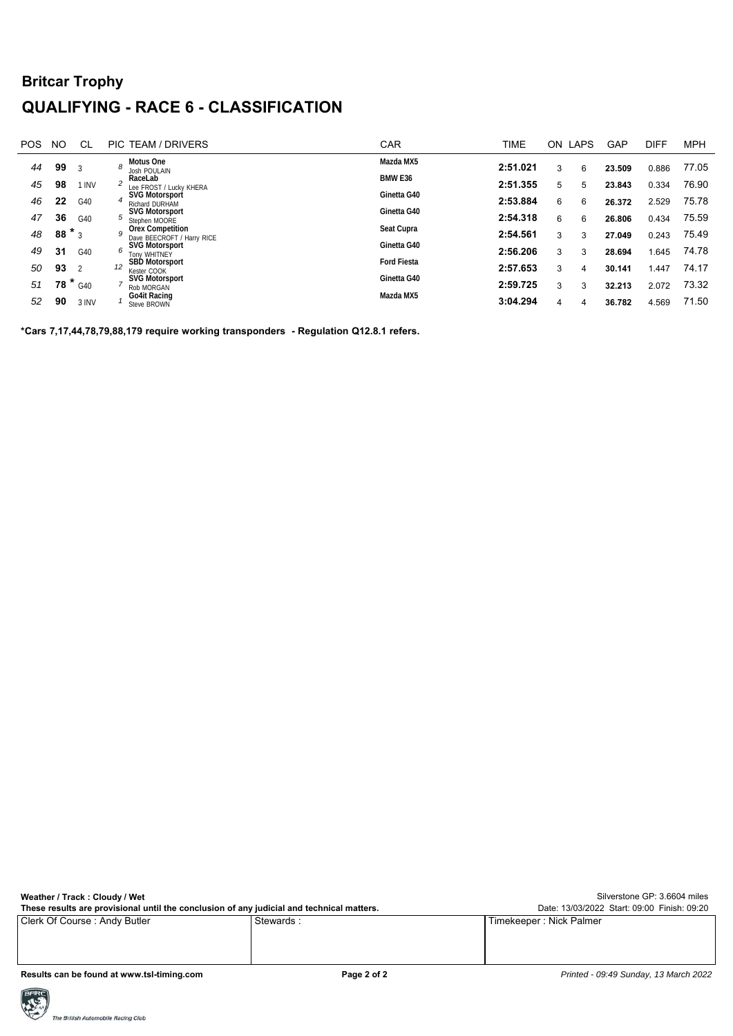## Britcar Trophy

# QUALIFYING - RACE 6 - CLASSIFICATION

| POS | NO | CL | PIC | TEAM / DRIVERS | CAR | TIME | ON | LAPS | GAP | DIFF | MPH |
|---|---|---|---|---|---|---|---|---|---|---|---|
| 44 | 99 | 3 | 8 | **Motus One** Josh POULAIN | Mazda MX5 | **2:51.021** | 3 | 6 | **23.509** | 0.886 | 77.05 |
| 45 | 98 | 1 INV | 2 | **RaceLab** Lee FROST / Lucky KHERA | BMW E36 | **2:51.355** | 5 | 5 | **23.843** | 0.334 | 76.90 |
| 46 | 22 | G40 | 4 | **SVG Motorsport** Richard DURHAM | Ginetta G40 | **2:53.884** | 6 | 6 | **26.372** | 2.529 | 75.78 |
| 47 | 36 | G40 | 5 | **SVG Motorsport** Stephen MOORE | Ginetta G40 | **2:54.318** | 6 | 6 | **26.806** | 0.434 | 75.59 |
| 48 | 88 * | 3 | 9 | **Orex Competition** Dave BEECROFT / Harry RICE | Seat Cupra | **2:54.561** | 3 | 3 | **27.049** | 0.243 | 75.49 |
| 49 | 31 | G40 | 6 | **SVG Motorsport** Tony WHITNEY | Ginetta G40 | **2:56.206** | 3 | 3 | **28.694** | 1.645 | 74.78 |
| 50 | 93 | 2 | 12 | **SBD Motorsport** Kester COOK | Ford Fiesta | **2:57.653** | 3 | 4 | **30.141** | 1.447 | 74.17 |
| 51 | 78 * | G40 | 7 | **SVG Motorsport** Rob MORGAN | Ginetta G40 | **2:59.725** | 3 | 3 | **32.213** | 2.072 | 73.32 |
| 52 | 90 | 3 INV | 1 | **Go4it Racing** Steve BROWN | Mazda MX5 | **3:04.294** | 4 | 4 | **36.782** | 4.569 | 71.50 |

**\*Cars 7,17,44,78,79,88,179 require working transponders - Regulation Q12.8.1 refers.**

**Weather / Track : Cloudy / Wet**

**These results are provisional until the conclusion of any judicial and technical matters.**

Silverstone GP: 3.6604 miles

Date: 13/03/2022 Start: 09:00 Finish: 09:20

| Clerk Of Course : Andy Butler | Stewards : | Timekeeper : Nick Palmer |
|---|---|---|

**Results can be found at www.tsl-timing.com**

*Printed - 09:49 Sunday, 13 March 2022*

The British Automobile Racing Club